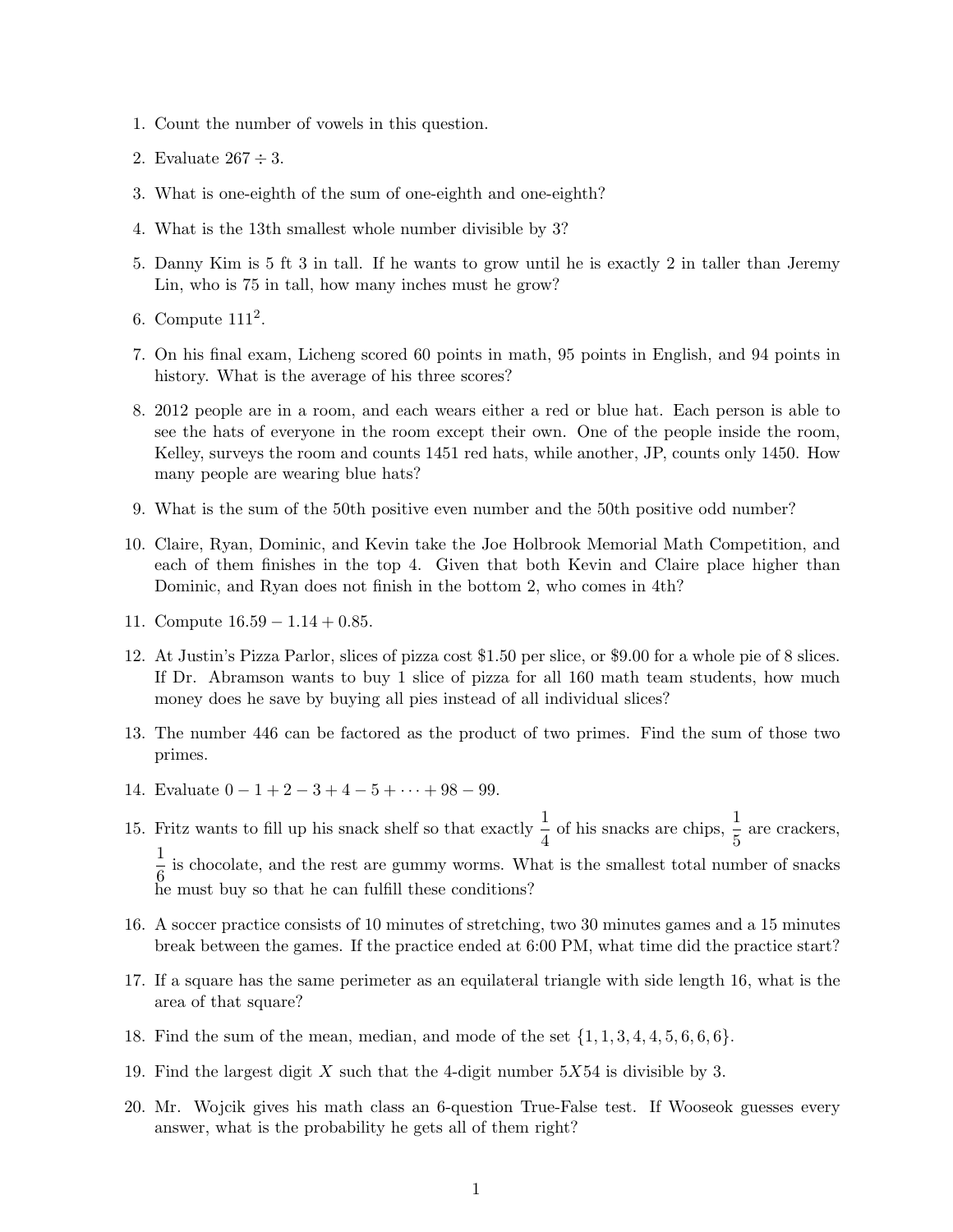1. Count the number of vowels in this question.
2. Evaluate $267 \div 3$.
3. What is one-eighth of the sum of one-eighth and one-eighth?
4. What is the 13th smallest whole number divisible by 3?
5. Danny Kim is 5 ft 3 in tall. If he wants to grow until he is exactly 2 in taller than Jeremy Lin, who is 75 in tall, how many inches must he grow?
6. Compute $111^2$.
7. On his final exam, Licheng scored 60 points in math, 95 points in English, and 94 points in history. What is the average of his three scores?
8. 2012 people are in a room, and each wears either a red or blue hat. Each person is able to see the hats of everyone in the room except their own. One of the people inside the room, Kelley, surveys the room and counts 1451 red hats, while another, JP, counts only 1450. How many people are wearing blue hats?
9. What is the sum of the 50th positive even number and the 50th positive odd number?
10. Claire, Ryan, Dominic, and Kevin take the Joe Holbrook Memorial Math Competition, and each of them finishes in the top 4. Given that both Kevin and Claire place higher than Dominic, and Ryan does not finish in the bottom 2, who comes in 4th?
11. Compute $16.59 - 1.14 + 0.85$.
12. At Justin's Pizza Parlor, slices of pizza cost \$1.50 per slice, or \$9.00 for a whole pie of 8 slices. If Dr. Abramson wants to buy 1 slice of pizza for all 160 math team students, how much money does he save by buying all pies instead of all individual slices?
13. The number 446 can be factored as the product of two primes. Find the sum of those two primes.
14. Evaluate $0 - 1 + 2 - 3 + 4 - 5 + \cdots + 98 - 99$.
15. Fritz wants to fill up his snack shelf so that exactly $\frac{1}{4}$ of his snacks are chips, $\frac{1}{5}$ are crackers, $\frac{1}{6}$ is chocolate, and the rest are gummy worms. What is the smallest total number of snacks he must buy so that he can fulfill these conditions?
16. A soccer practice consists of 10 minutes of stretching, two 30 minutes games and a 15 minutes break between the games. If the practice ended at 6:00 PM, what time did the practice start?
17. If a square has the same perimeter as an equilateral triangle with side length 16, what is the area of that square?
18. Find the sum of the mean, median, and mode of the set $\{1, 1, 3, 4, 4, 5, 6, 6, 6\}$.
19. Find the largest digit $X$ such that the 4-digit number $5X54$ is divisible by 3.
20. Mr. Wojcik gives his math class an 6-question True-False test. If Wooseok guesses every answer, what is the probability he gets all of them right?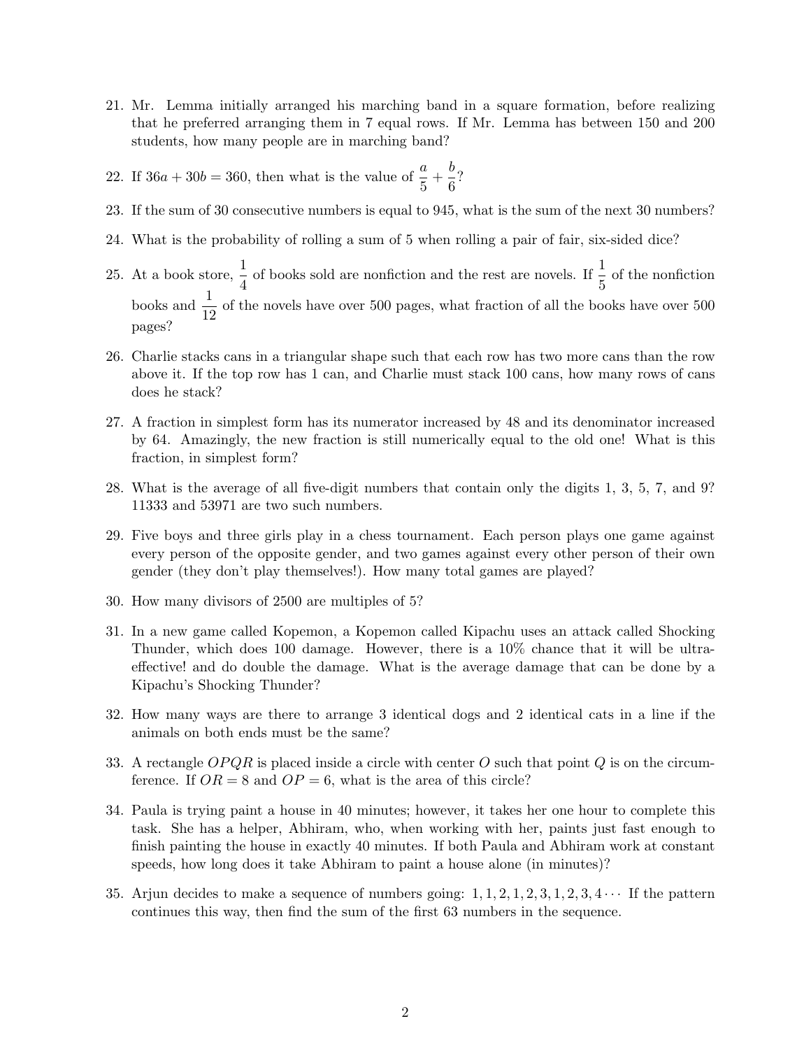21. Mr. Lemma initially arranged his marching band in a square formation, before realizing that he preferred arranging them in 7 equal rows. If Mr. Lemma has between 150 and 200 students, how many people are in marching band?

22. If $36a + 30b = 360$, then what is the value of $\frac{a}{5} + \frac{b}{6}$?

23. If the sum of 30 consecutive numbers is equal to 945, what is the sum of the next 30 numbers?

24. What is the probability of rolling a sum of 5 when rolling a pair of fair, six-sided dice?

25. At a book store, $\frac{1}{4}$ of books sold are nonfiction and the rest are novels. If $\frac{1}{5}$ of the nonfiction books and $\frac{1}{12}$ of the novels have over 500 pages, what fraction of all the books have over 500 pages?

26. Charlie stacks cans in a triangular shape such that each row has two more cans than the row above it. If the top row has 1 can, and Charlie must stack 100 cans, how many rows of cans does he stack?

27. A fraction in simplest form has its numerator increased by 48 and its denominator increased by 64. Amazingly, the new fraction is still numerically equal to the old one! What is this fraction, in simplest form?

28. What is the average of all five-digit numbers that contain only the digits 1, 3, 5, 7, and 9? 11333 and 53971 are two such numbers.

29. Five boys and three girls play in a chess tournament. Each person plays one game against every person of the opposite gender, and two games against every other person of their own gender (they don't play themselves!). How many total games are played?

30. How many divisors of 2500 are multiples of 5?

31. In a new game called Kopemon, a Kopemon called Kipachu uses an attack called Shocking Thunder, which does 100 damage. However, there is a 10% chance that it will be ultra-effective! and do double the damage. What is the average damage that can be done by a Kipachu's Shocking Thunder?

32. How many ways are there to arrange 3 identical dogs and 2 identical cats in a line if the animals on both ends must be the same?

33. A rectangle $OPQR$ is placed inside a circle with center $O$ such that point $Q$ is on the circumference. If $OR = 8$ and $OP = 6$, what is the area of this circle?

34. Paula is trying paint a house in 40 minutes; however, it takes her one hour to complete this task. She has a helper, Abhiram, who, when working with her, paints just fast enough to finish painting the house in exactly 40 minutes. If both Paula and Abhiram work at constant speeds, how long does it take Abhiram to paint a house alone (in minutes)?

35. Arjun decides to make a sequence of numbers going: $1, 1, 2, 1, 2, 3, 1, 2, 3, 4 \cdots$ If the pattern continues this way, then find the sum of the first 63 numbers in the sequence.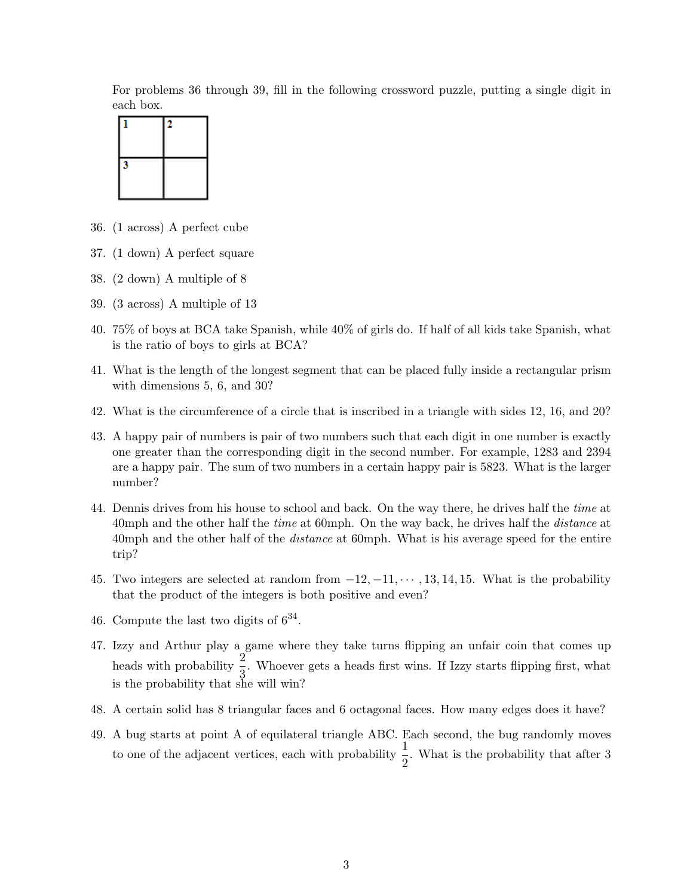For problems 36 through 39, fill in the following crossword puzzle, putting a single digit in each box.

| 1 | 2 |
|---|---|
| 3 |   |

36. (1 across) A perfect cube

37. (1 down) A perfect square

38. (2 down) A multiple of 8

39. (3 across) A multiple of 13

40. 75% of boys at BCA take Spanish, while 40% of girls do. If half of all kids take Spanish, what is the ratio of boys to girls at BCA?

41. What is the length of the longest segment that can be placed fully inside a rectangular prism with dimensions 5, 6, and 30?

42. What is the circumference of a circle that is inscribed in a triangle with sides 12, 16, and 20?

43. A happy pair of numbers is pair of two numbers such that each digit in one number is exactly one greater than the corresponding digit in the second number. For example, 1283 and 2394 are a happy pair. The sum of two numbers in a certain happy pair is 5823. What is the larger number?

44. Dennis drives from his house to school and back. On the way there, he drives half the *time* at 40mph and the other half the *time* at 60mph. On the way back, he drives half the *distance* at 40mph and the other half of the *distance* at 60mph. What is his average speed for the entire trip?

45. Two integers are selected at random from $-12, -11, \cdots, 13, 14, 15$. What is the probability that the product of the integers is both positive and even?

46. Compute the last two digits of $6^{34}$.

47. Izzy and Arthur play a game where they take turns flipping an unfair coin that comes up heads with probability $\frac{2}{3}$. Whoever gets a heads first wins. If Izzy starts flipping first, what is the probability that she will win?

48. A certain solid has 8 triangular faces and 6 octagonal faces. How many edges does it have?

49. A bug starts at point A of equilateral triangle ABC. Each second, the bug randomly moves to one of the adjacent vertices, each with probability $\frac{1}{2}$. What is the probability that after 3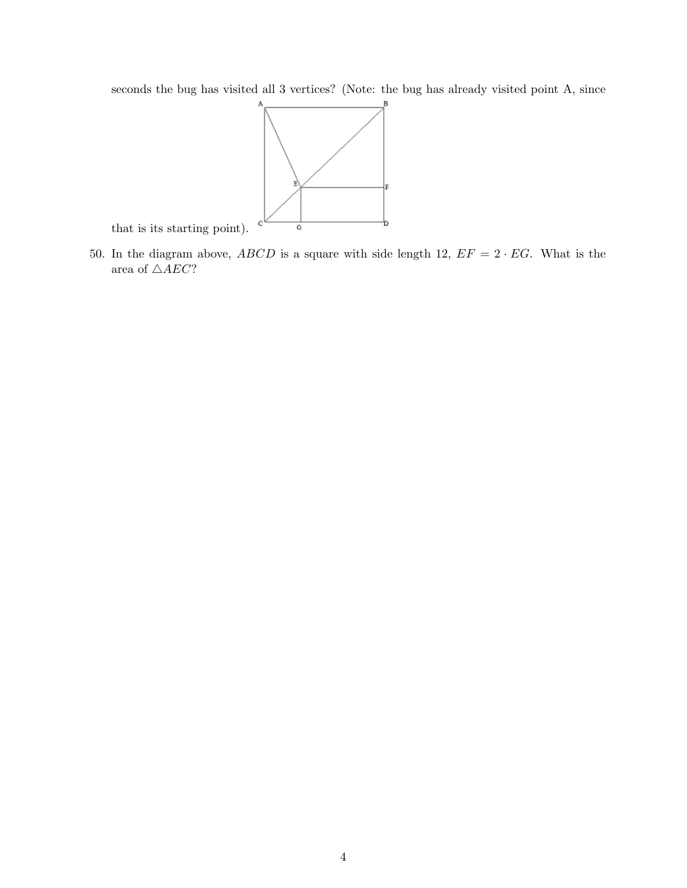seconds the bug has visited all 3 vertices? (Note: the bug has already visited point A, since that is its starting point).

50. In the diagram above, $ABCD$ is a square with side length 12, $EF = 2 \cdot EG$. What is the area of $\triangle AEC$?